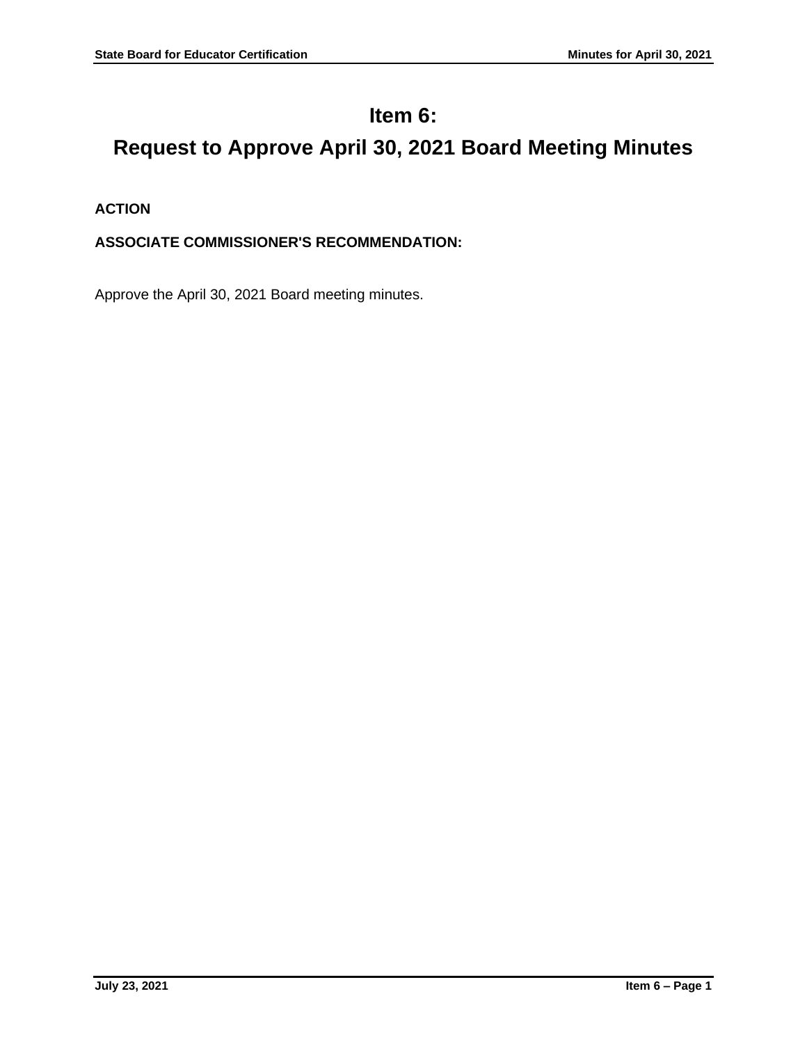# Item 6:

# Request to Approve April 30, 2021 Board Meeting Minutes

**ACTION**

**ASSOCIATE COMMISSIONER'S RECOMMENDATION:**

Approve the April 30, 2021 Board meeting minutes.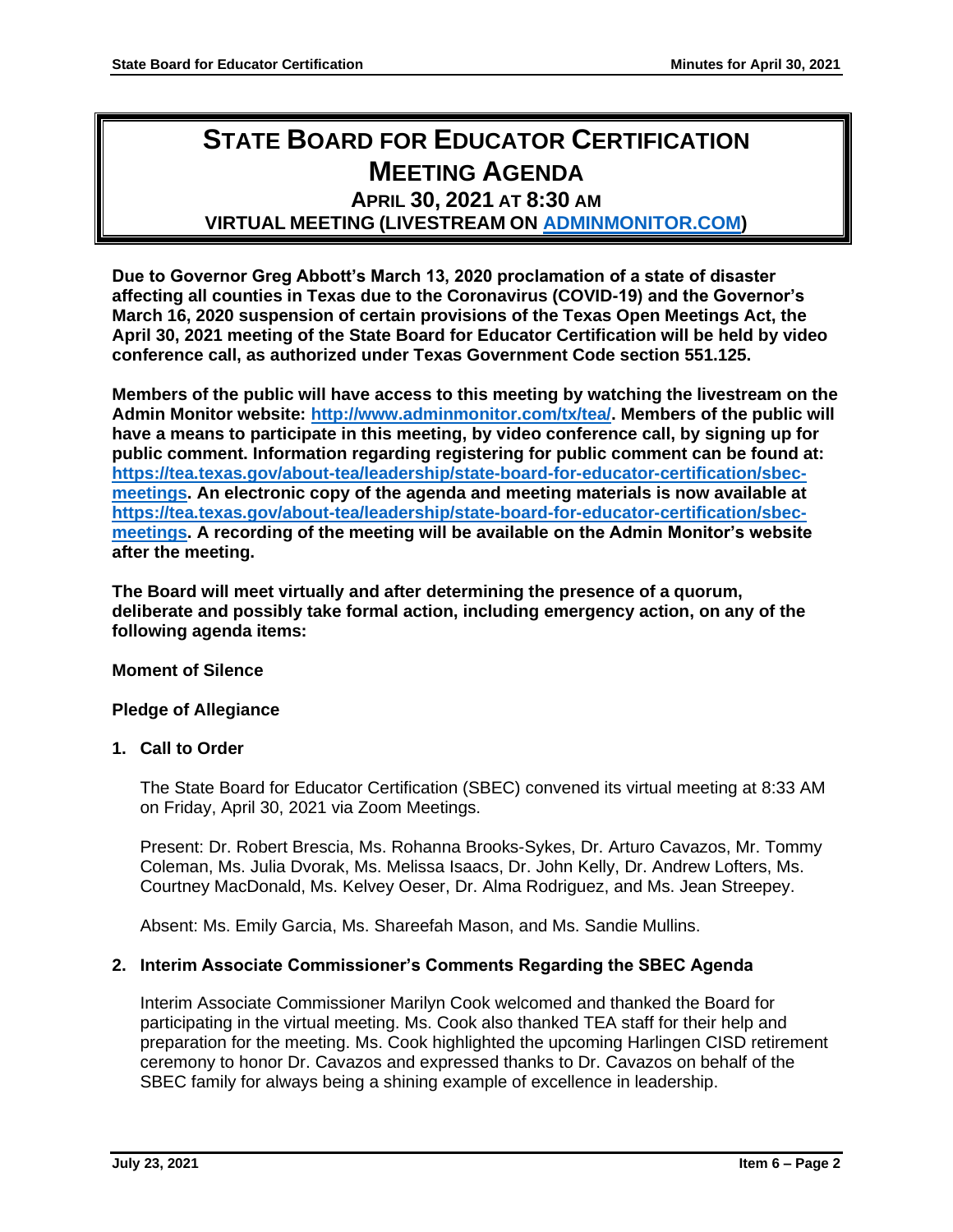# STATE BOARD FOR EDUCATOR CERTIFICATION MEETING AGENDA

## APRIL 30, 2021 AT 8:30 AM

## VIRTUAL MEETING (LIVESTREAM ON [ADMINMONITOR.COM](http://www.adminmonitor.com/tx/tea/))

**Due to Governor Greg Abbott's March 13, 2020 proclamation of a state of disaster affecting all counties in Texas due to the Coronavirus (COVID-19) and the Governor's March 16, 2020 suspension of certain provisions of the Texas Open Meetings Act, the April 30, 2021 meeting of the State Board for Educator Certification will be held by video conference call, as authorized under Texas Government Code section 551.125.**

**Members of the public will have access to this meeting by watching the livestream on the Admin Monitor website: [http://www.adminmonitor.com/tx/tea/](http://www.adminmonitor.com/tx/tea/). Members of the public will have a means to participate in this meeting, by video conference call, by signing up for public comment. Information regarding registering for public comment can be found at: [https://tea.texas.gov/about-tea/leadership/state-board-for-educator-certification/sbec-meetings](https://tea.texas.gov/about-tea/leadership/state-board-for-educator-certification/sbec-meetings). An electronic copy of the agenda and meeting materials is now available at [https://tea.texas.gov/about-tea/leadership/state-board-for-educator-certification/sbec-meetings](https://tea.texas.gov/about-tea/leadership/state-board-for-educator-certification/sbec-meetings). A recording of the meeting will be available on the Admin Monitor's website after the meeting.**

**The Board will meet virtually and after determining the presence of a quorum, deliberate and possibly take formal action, including emergency action, on any of the following agenda items:**

**Moment of Silence**

**Pledge of Allegiance**

**1. Call to Order**

The State Board for Educator Certification (SBEC) convened its virtual meeting at 8:33 AM on Friday, April 30, 2021 via Zoom Meetings.

Present: Dr. Robert Brescia, Ms. Rohanna Brooks-Sykes, Dr. Arturo Cavazos, Mr. Tommy Coleman, Ms. Julia Dvorak, Ms. Melissa Isaacs, Dr. John Kelly, Dr. Andrew Lofters, Ms. Courtney MacDonald, Ms. Kelvey Oeser, Dr. Alma Rodriguez, and Ms. Jean Streepey.

Absent: Ms. Emily Garcia, Ms. Shareefah Mason, and Ms. Sandie Mullins.

**2. Interim Associate Commissioner's Comments Regarding the SBEC Agenda**

Interim Associate Commissioner Marilyn Cook welcomed and thanked the Board for participating in the virtual meeting. Ms. Cook also thanked TEA staff for their help and preparation for the meeting. Ms. Cook highlighted the upcoming Harlingen CISD retirement ceremony to honor Dr. Cavazos and expressed thanks to Dr. Cavazos on behalf of the SBEC family for always being a shining example of excellence in leadership.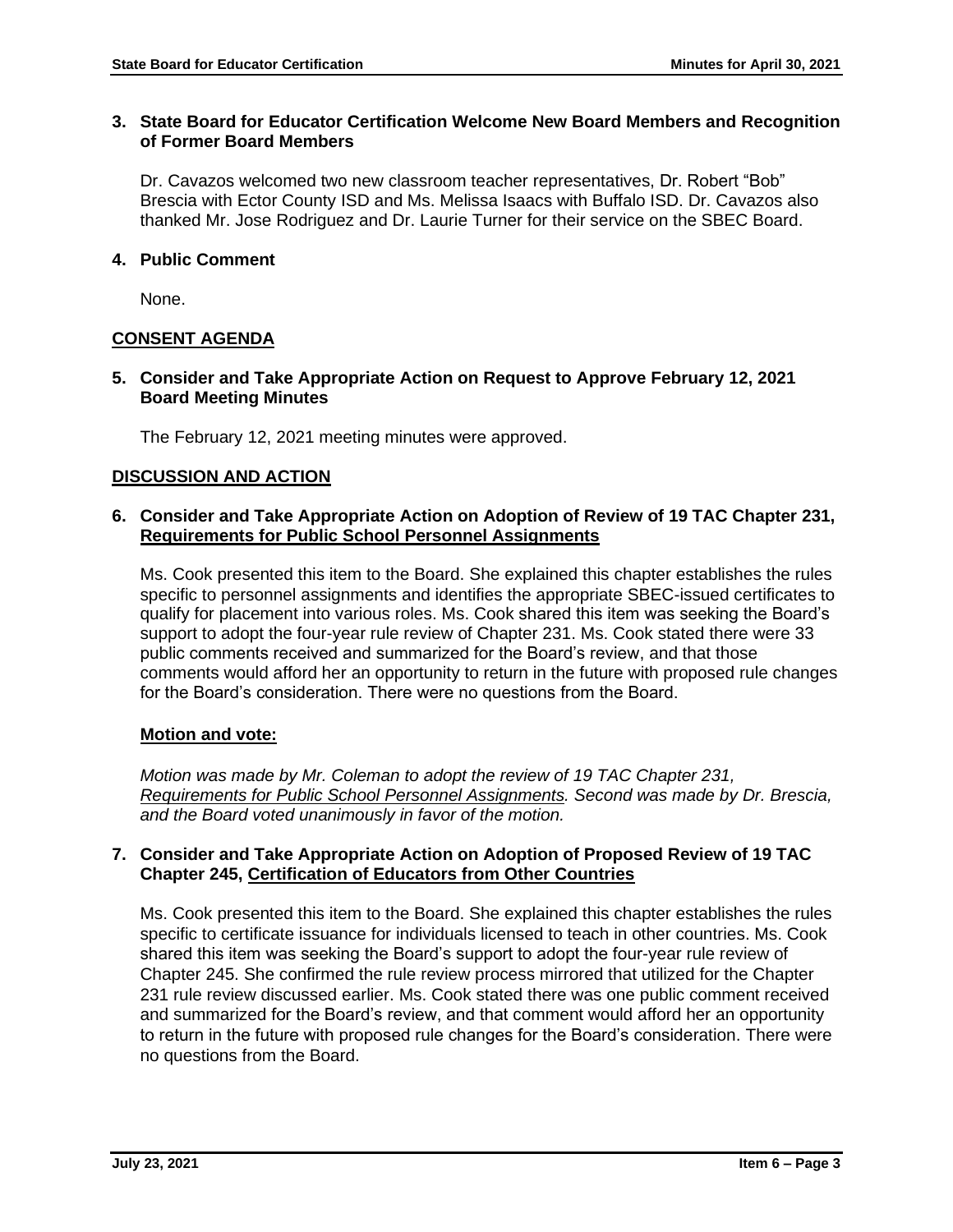### 3. State Board for Educator Certification Welcome New Board Members and Recognition of Former Board Members

Dr. Cavazos welcomed two new classroom teacher representatives, Dr. Robert "Bob" Brescia with Ector County ISD and Ms. Melissa Isaacs with Buffalo ISD. Dr. Cavazos also thanked Mr. Jose Rodriguez and Dr. Laurie Turner for their service on the SBEC Board.

### 4. Public Comment

None.

## CONSENT AGENDA

### 5. Consider and Take Appropriate Action on Request to Approve February 12, 2021 Board Meeting Minutes

The February 12, 2021 meeting minutes were approved.

## DISCUSSION AND ACTION

### 6. Consider and Take Appropriate Action on Adoption of Review of 19 TAC Chapter 231, Requirements for Public School Personnel Assignments

Ms. Cook presented this item to the Board. She explained this chapter establishes the rules specific to personnel assignments and identifies the appropriate SBEC-issued certificates to qualify for placement into various roles. Ms. Cook shared this item was seeking the Board's support to adopt the four-year rule review of Chapter 231. Ms. Cook stated there were 33 public comments received and summarized for the Board's review, and that those comments would afford her an opportunity to return in the future with proposed rule changes for the Board's consideration. There were no questions from the Board.

**Motion and vote:**

*Motion was made by Mr. Coleman to adopt the review of 19 TAC Chapter 231, Requirements for Public School Personnel Assignments. Second was made by Dr. Brescia, and the Board voted unanimously in favor of the motion.*

### 7. Consider and Take Appropriate Action on Adoption of Proposed Review of 19 TAC Chapter 245, Certification of Educators from Other Countries

Ms. Cook presented this item to the Board. She explained this chapter establishes the rules specific to certificate issuance for individuals licensed to teach in other countries. Ms. Cook shared this item was seeking the Board's support to adopt the four-year rule review of Chapter 245. She confirmed the rule review process mirrored that utilized for the Chapter 231 rule review discussed earlier. Ms. Cook stated there was one public comment received and summarized for the Board's review, and that comment would afford her an opportunity to return in the future with proposed rule changes for the Board's consideration. There were no questions from the Board.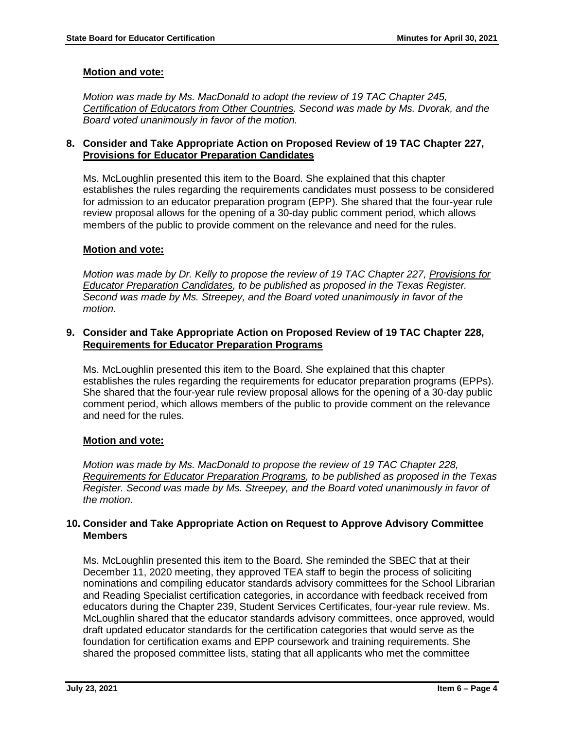**Motion and vote:**

*Motion was made by Ms. MacDonald to adopt the review of 19 TAC Chapter 245, Certification of Educators from Other Countries. Second was made by Ms. Dvorak, and the Board voted unanimously in favor of the motion.*

### 8. Consider and Take Appropriate Action on Proposed Review of 19 TAC Chapter 227, Provisions for Educator Preparation Candidates

Ms. McLoughlin presented this item to the Board. She explained that this chapter establishes the rules regarding the requirements candidates must possess to be considered for admission to an educator preparation program (EPP). She shared that the four-year rule review proposal allows for the opening of a 30-day public comment period, which allows members of the public to provide comment on the relevance and need for the rules.

**Motion and vote:**

*Motion was made by Dr. Kelly to propose the review of 19 TAC Chapter 227, Provisions for Educator Preparation Candidates, to be published as proposed in the Texas Register. Second was made by Ms. Streepey, and the Board voted unanimously in favor of the motion.*

### 9. Consider and Take Appropriate Action on Proposed Review of 19 TAC Chapter 228, Requirements for Educator Preparation Programs

Ms. McLoughlin presented this item to the Board. She explained that this chapter establishes the rules regarding the requirements for educator preparation programs (EPPs). She shared that the four-year rule review proposal allows for the opening of a 30-day public comment period, which allows members of the public to provide comment on the relevance and need for the rules.

**Motion and vote:**

*Motion was made by Ms. MacDonald to propose the review of 19 TAC Chapter 228, Requirements for Educator Preparation Programs, to be published as proposed in the Texas Register. Second was made by Ms. Streepey, and the Board voted unanimously in favor of the motion.*

### 10. Consider and Take Appropriate Action on Request to Approve Advisory Committee Members

Ms. McLoughlin presented this item to the Board. She reminded the SBEC that at their December 11, 2020 meeting, they approved TEA staff to begin the process of soliciting nominations and compiling educator standards advisory committees for the School Librarian and Reading Specialist certification categories, in accordance with feedback received from educators during the Chapter 239, Student Services Certificates, four-year rule review. Ms. McLoughlin shared that the educator standards advisory committees, once approved, would draft updated educator standards for the certification categories that would serve as the foundation for certification exams and EPP coursework and training requirements. She shared the proposed committee lists, stating that all applicants who met the committee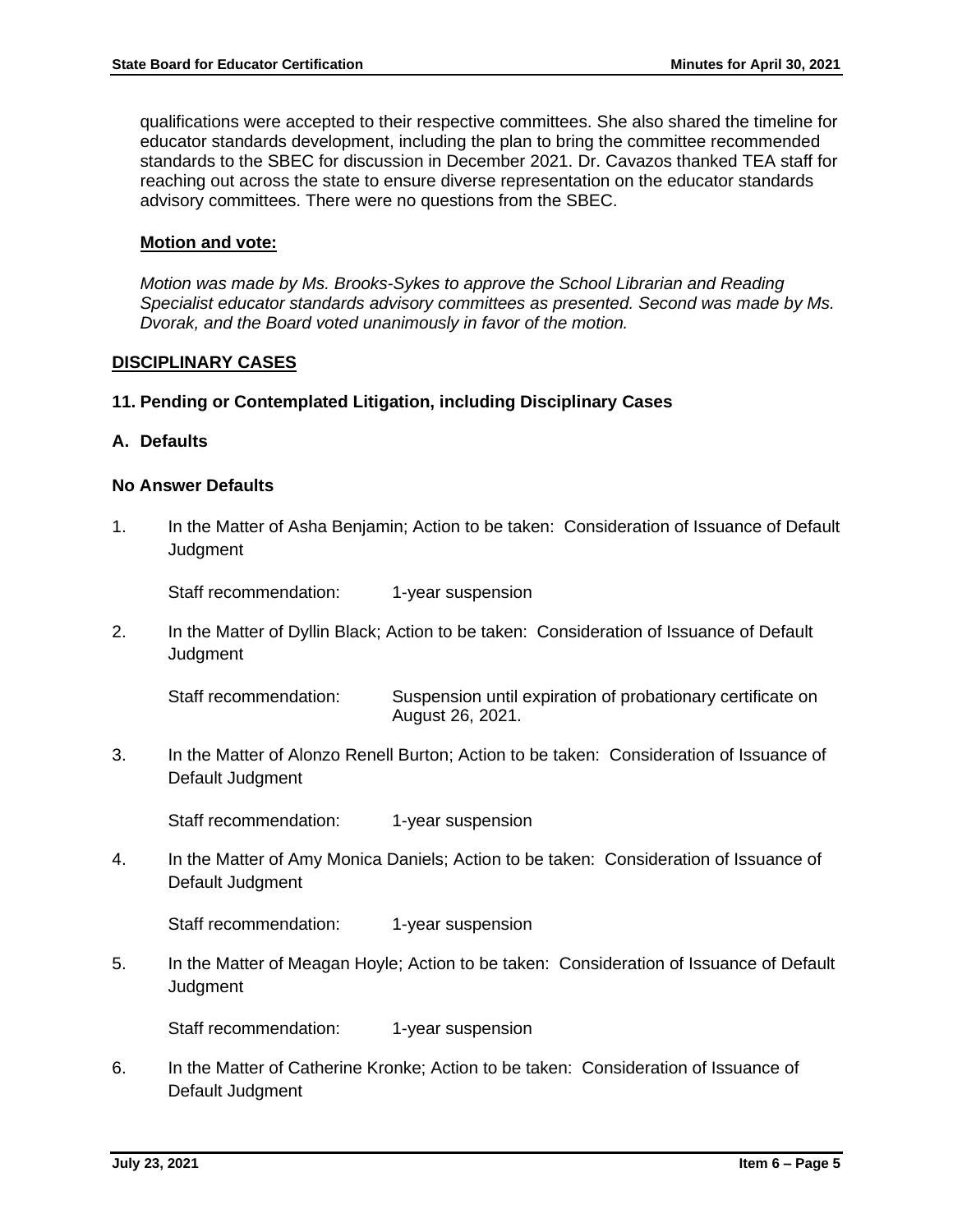qualifications were accepted to their respective committees. She also shared the timeline for educator standards development, including the plan to bring the committee recommended standards to the SBEC for discussion in December 2021. Dr. Cavazos thanked TEA staff for reaching out across the state to ensure diverse representation on the educator standards advisory committees. There were no questions from the SBEC.

**Motion and vote:**

*Motion was made by Ms. Brooks-Sykes to approve the School Librarian and Reading Specialist educator standards advisory committees as presented. Second was made by Ms. Dvorak, and the Board voted unanimously in favor of the motion.*

## DISCIPLINARY CASES

### 11. Pending or Contemplated Litigation, including Disciplinary Cases

### A. Defaults

#### No Answer Defaults

1. In the Matter of Asha Benjamin; Action to be taken: Consideration of Issuance of Default Judgment

   Staff recommendation: 1-year suspension

2. In the Matter of Dyllin Black; Action to be taken: Consideration of Issuance of Default Judgment

   Staff recommendation: Suspension until expiration of probationary certificate on August 26, 2021.

3. In the Matter of Alonzo Renell Burton; Action to be taken: Consideration of Issuance of Default Judgment

   Staff recommendation: 1-year suspension

4. In the Matter of Amy Monica Daniels; Action to be taken: Consideration of Issuance of Default Judgment

   Staff recommendation: 1-year suspension

5. In the Matter of Meagan Hoyle; Action to be taken: Consideration of Issuance of Default Judgment

   Staff recommendation: 1-year suspension

6. In the Matter of Catherine Kronke; Action to be taken: Consideration of Issuance of Default Judgment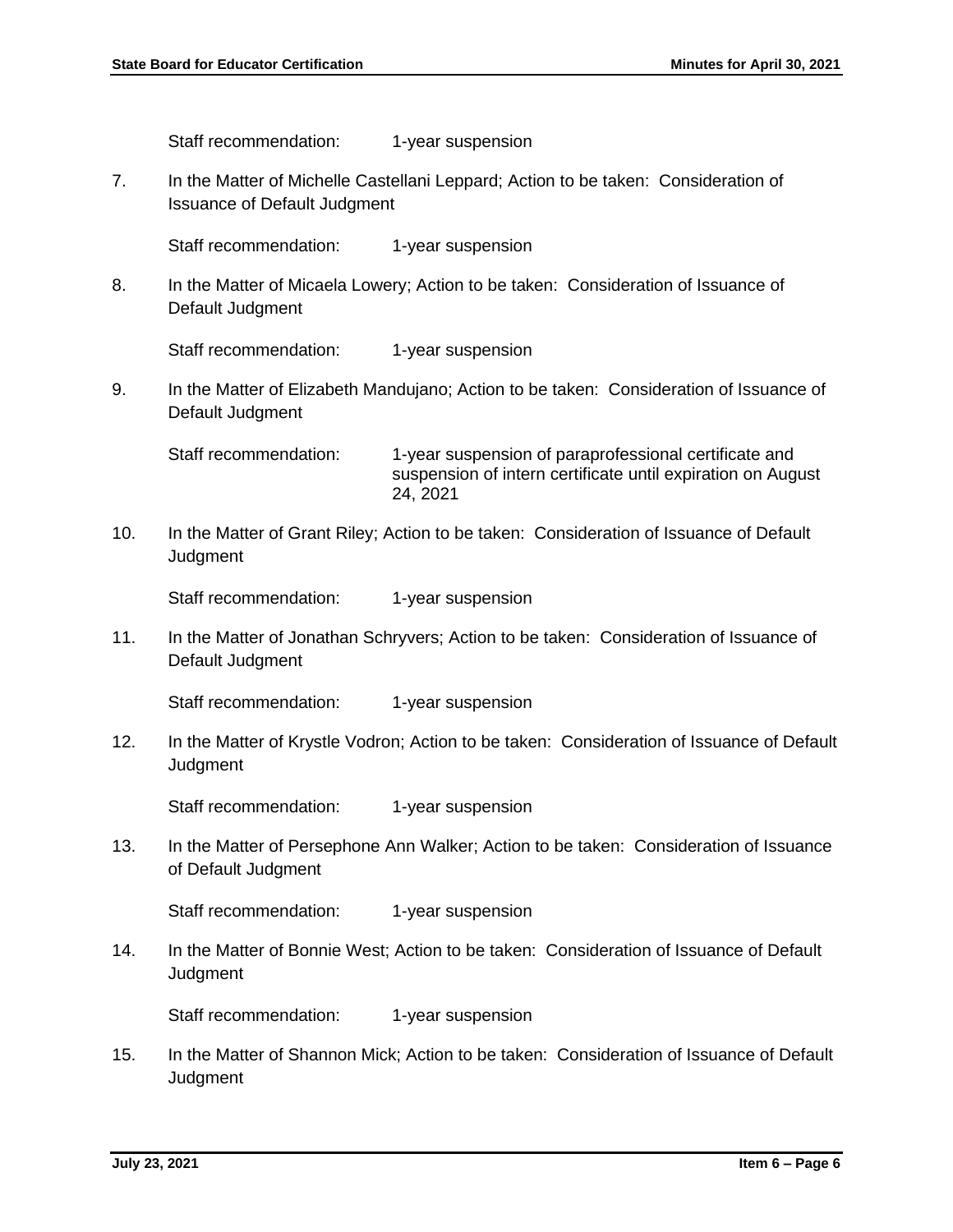Staff recommendation: 1-year suspension

7. In the Matter of Michelle Castellani Leppard; Action to be taken: Consideration of Issuance of Default Judgment

   Staff recommendation: 1-year suspension

8. In the Matter of Micaela Lowery; Action to be taken: Consideration of Issuance of Default Judgment

   Staff recommendation: 1-year suspension

9. In the Matter of Elizabeth Mandujano; Action to be taken: Consideration of Issuance of Default Judgment

   Staff recommendation: 1-year suspension of paraprofessional certificate and suspension of intern certificate until expiration on August 24, 2021

10. In the Matter of Grant Riley; Action to be taken: Consideration of Issuance of Default Judgment

    Staff recommendation: 1-year suspension

11. In the Matter of Jonathan Schryvers; Action to be taken: Consideration of Issuance of Default Judgment

    Staff recommendation: 1-year suspension

12. In the Matter of Krystle Vodron; Action to be taken: Consideration of Issuance of Default Judgment

    Staff recommendation: 1-year suspension

13. In the Matter of Persephone Ann Walker; Action to be taken: Consideration of Issuance of Default Judgment

    Staff recommendation: 1-year suspension

14. In the Matter of Bonnie West; Action to be taken: Consideration of Issuance of Default Judgment

    Staff recommendation: 1-year suspension

15. In the Matter of Shannon Mick; Action to be taken: Consideration of Issuance of Default Judgment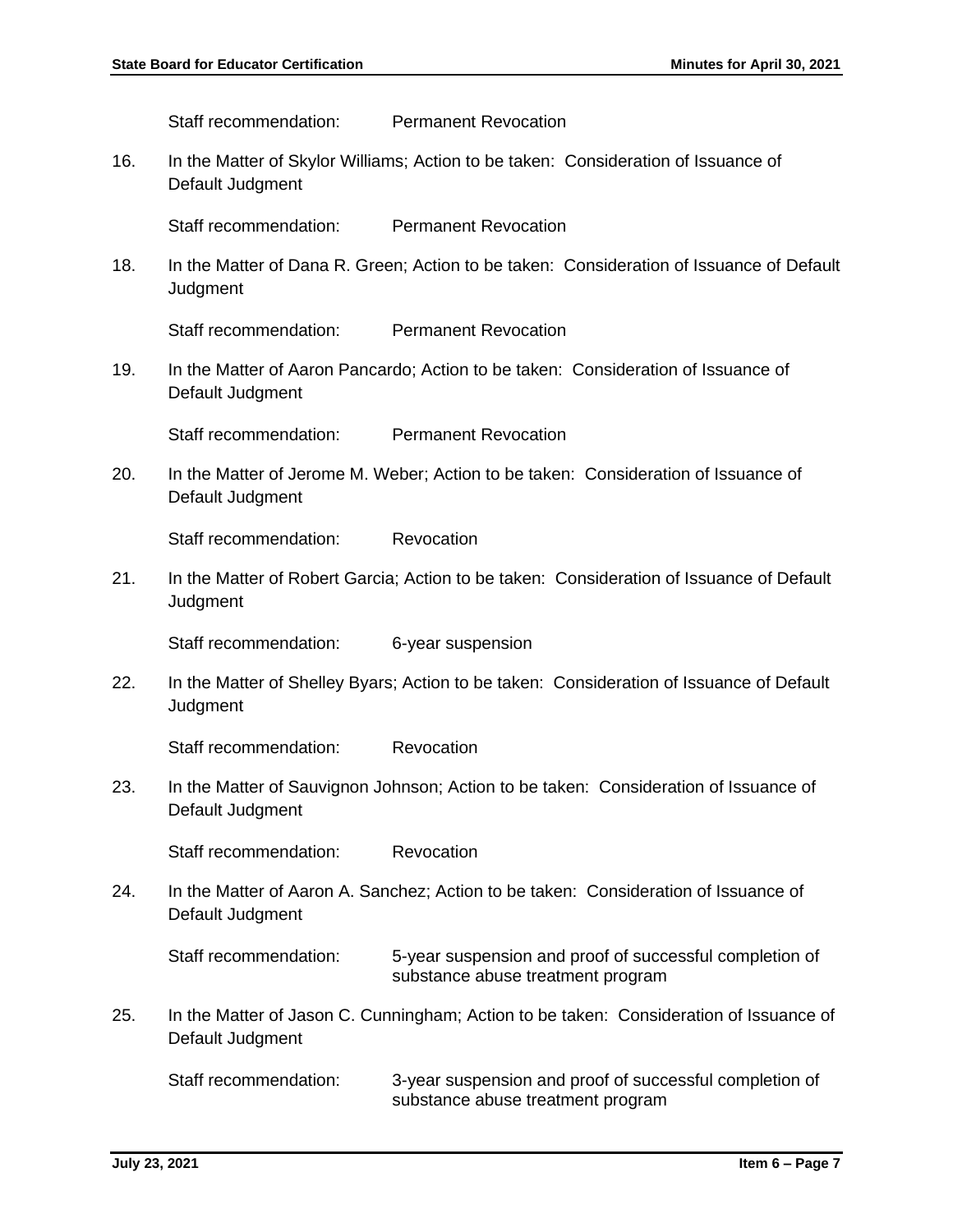Staff recommendation: Permanent Revocation

16. In the Matter of Skylor Williams; Action to be taken: Consideration of Issuance of Default Judgment

    Staff recommendation: Permanent Revocation

18. In the Matter of Dana R. Green; Action to be taken: Consideration of Issuance of Default Judgment

    Staff recommendation: Permanent Revocation

19. In the Matter of Aaron Pancardo; Action to be taken: Consideration of Issuance of Default Judgment

    Staff recommendation: Permanent Revocation

20. In the Matter of Jerome M. Weber; Action to be taken: Consideration of Issuance of Default Judgment

    Staff recommendation: Revocation

21. In the Matter of Robert Garcia; Action to be taken: Consideration of Issuance of Default Judgment

    Staff recommendation: 6-year suspension

22. In the Matter of Shelley Byars; Action to be taken: Consideration of Issuance of Default Judgment

    Staff recommendation: Revocation

23. In the Matter of Sauvignon Johnson; Action to be taken: Consideration of Issuance of Default Judgment

    Staff recommendation: Revocation

24. In the Matter of Aaron A. Sanchez; Action to be taken: Consideration of Issuance of Default Judgment

    Staff recommendation: 5-year suspension and proof of successful completion of substance abuse treatment program

25. In the Matter of Jason C. Cunningham; Action to be taken: Consideration of Issuance of Default Judgment

    Staff recommendation: 3-year suspension and proof of successful completion of substance abuse treatment program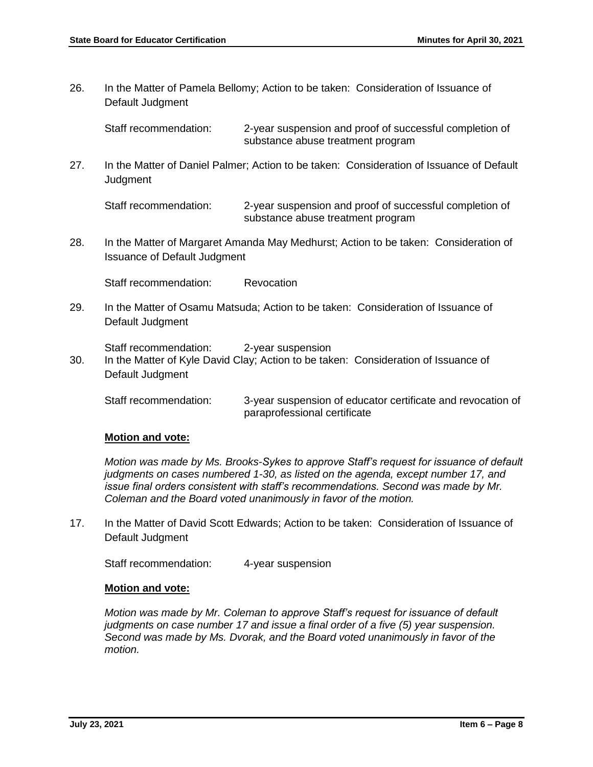26. In the Matter of Pamela Bellomy; Action to be taken: Consideration of Issuance of Default Judgment

    Staff recommendation: 2-year suspension and proof of successful completion of substance abuse treatment program

27. In the Matter of Daniel Palmer; Action to be taken: Consideration of Issuance of Default Judgment

    Staff recommendation: 2-year suspension and proof of successful completion of substance abuse treatment program

28. In the Matter of Margaret Amanda May Medhurst; Action to be taken: Consideration of Issuance of Default Judgment

    Staff recommendation: Revocation

29. In the Matter of Osamu Matsuda; Action to be taken: Consideration of Issuance of Default Judgment

    Staff recommendation: 2-year suspension

30. In the Matter of Kyle David Clay; Action to be taken: Consideration of Issuance of Default Judgment

    Staff recommendation: 3-year suspension of educator certificate and revocation of paraprofessional certificate

    **Motion and vote:**

    *Motion was made by Ms. Brooks-Sykes to approve Staff's request for issuance of default judgments on cases numbered 1-30, as listed on the agenda, except number 17, and issue final orders consistent with staff's recommendations. Second was made by Mr. Coleman and the Board voted unanimously in favor of the motion.*

17. In the Matter of David Scott Edwards; Action to be taken: Consideration of Issuance of Default Judgment

    Staff recommendation: 4-year suspension

    **Motion and vote:**

    *Motion was made by Mr. Coleman to approve Staff's request for issuance of default judgments on case number 17 and issue a final order of a five (5) year suspension. Second was made by Ms. Dvorak, and the Board voted unanimously in favor of the motion.*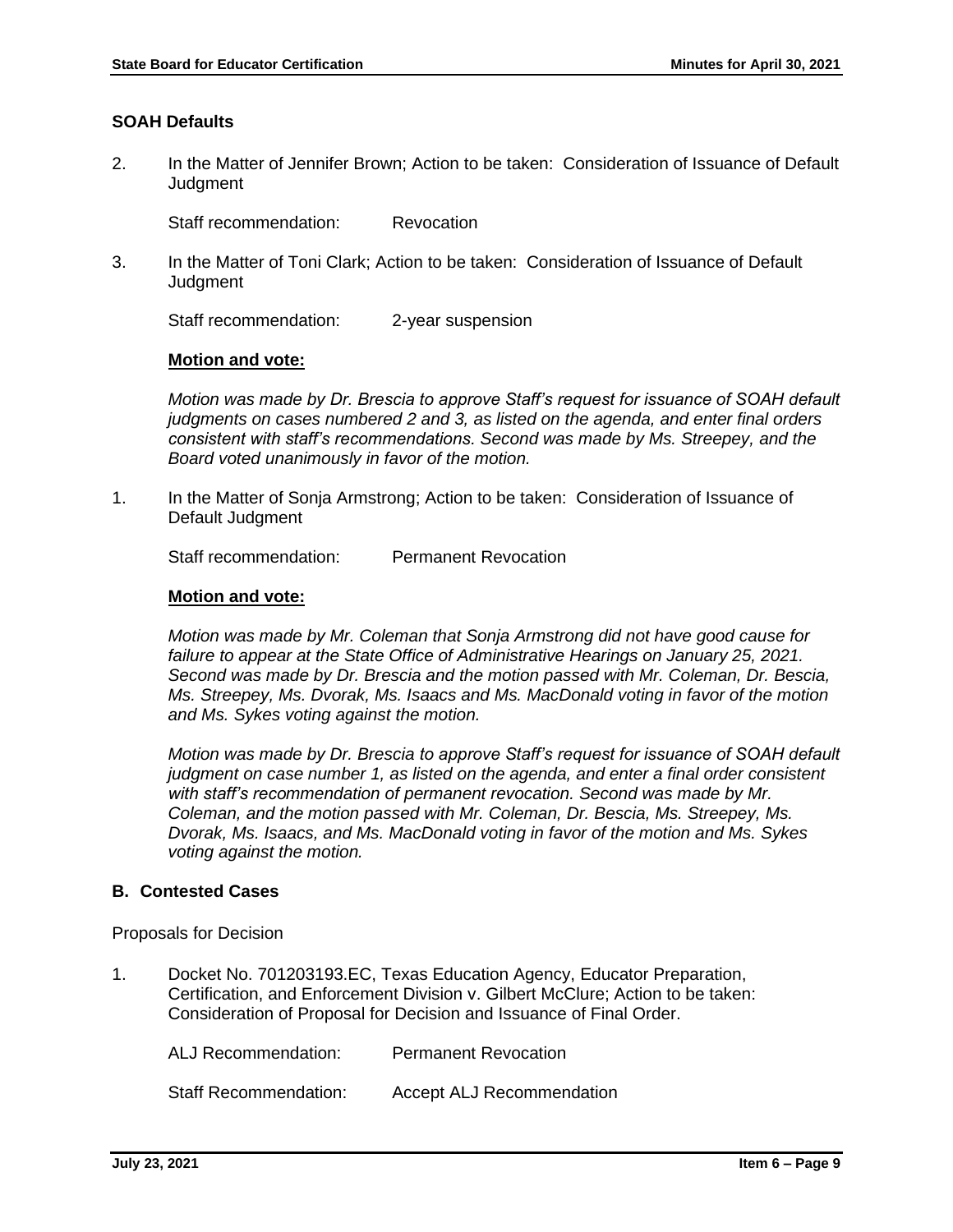### SOAH Defaults

2. In the Matter of Jennifer Brown; Action to be taken: Consideration of Issuance of Default Judgment

   Staff recommendation: Revocation

3. In the Matter of Toni Clark; Action to be taken: Consideration of Issuance of Default Judgment

   Staff recommendation: 2-year suspension

   **Motion and vote:**

   *Motion was made by Dr. Brescia to approve Staff's request for issuance of SOAH default judgments on cases numbered 2 and 3, as listed on the agenda, and enter final orders consistent with staff's recommendations. Second was made by Ms. Streepey, and the Board voted unanimously in favor of the motion.*

1. In the Matter of Sonja Armstrong; Action to be taken: Consideration of Issuance of Default Judgment

   Staff recommendation: Permanent Revocation

   **Motion and vote:**

   *Motion was made by Mr. Coleman that Sonja Armstrong did not have good cause for failure to appear at the State Office of Administrative Hearings on January 25, 2021. Second was made by Dr. Brescia and the motion passed with Mr. Coleman, Dr. Bescia, Ms. Streepey, Ms. Dvorak, Ms. Isaacs and Ms. MacDonald voting in favor of the motion and Ms. Sykes voting against the motion.*

   *Motion was made by Dr. Brescia to approve Staff's request for issuance of SOAH default judgment on case number 1, as listed on the agenda, and enter a final order consistent with staff's recommendation of permanent revocation. Second was made by Mr. Coleman, and the motion passed with Mr. Coleman, Dr. Bescia, Ms. Streepey, Ms. Dvorak, Ms. Isaacs, and Ms. MacDonald voting in favor of the motion and Ms. Sykes voting against the motion.*

### B. Contested Cases

Proposals for Decision

1. Docket No. 701203193.EC, Texas Education Agency, Educator Preparation, Certification, and Enforcement Division v. Gilbert McClure; Action to be taken: Consideration of Proposal for Decision and Issuance of Final Order.

   ALJ Recommendation: Permanent Revocation

   Staff Recommendation: Accept ALJ Recommendation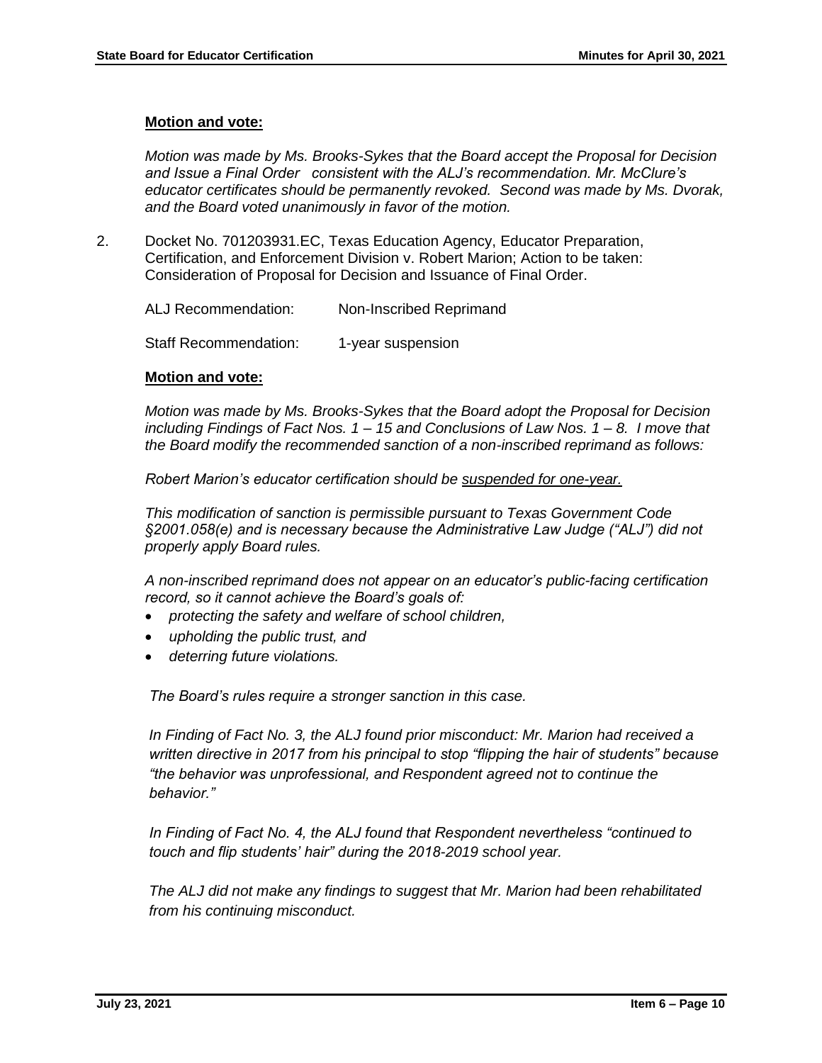**Motion and vote:**

*Motion was made by Ms. Brooks-Sykes that the Board accept the Proposal for Decision and Issue a Final Order consistent with the ALJ's recommendation. Mr. McClure's educator certificates should be permanently revoked. Second was made by Ms. Dvorak, and the Board voted unanimously in favor of the motion.*

2. Docket No. 701203931.EC, Texas Education Agency, Educator Preparation, Certification, and Enforcement Division v. Robert Marion; Action to be taken: Consideration of Proposal for Decision and Issuance of Final Order.

   ALJ Recommendation: Non-Inscribed Reprimand

   Staff Recommendation: 1-year suspension

**Motion and vote:**

*Motion was made by Ms. Brooks-Sykes that the Board adopt the Proposal for Decision including Findings of Fact Nos. 1 – 15 and Conclusions of Law Nos. 1 – 8. I move that the Board modify the recommended sanction of a non-inscribed reprimand as follows:*

*Robert Marion's educator certification should be <u>suspended for one-year.</u>*

*This modification of sanction is permissible pursuant to Texas Government Code §2001.058(e) and is necessary because the Administrative Law Judge ("ALJ") did not properly apply Board rules.*

*A non-inscribed reprimand does not appear on an educator's public-facing certification record, so it cannot achieve the Board's goals of:*

- *protecting the safety and welfare of school children,*
- *upholding the public trust, and*
- *deterring future violations.*

*The Board's rules require a stronger sanction in this case.*

*In Finding of Fact No. 3, the ALJ found prior misconduct: Mr. Marion had received a written directive in 2017 from his principal to stop "flipping the hair of students" because "the behavior was unprofessional, and Respondent agreed not to continue the behavior."*

*In Finding of Fact No. 4, the ALJ found that Respondent nevertheless "continued to touch and flip students' hair" during the 2018-2019 school year.*

*The ALJ did not make any findings to suggest that Mr. Marion had been rehabilitated from his continuing misconduct.*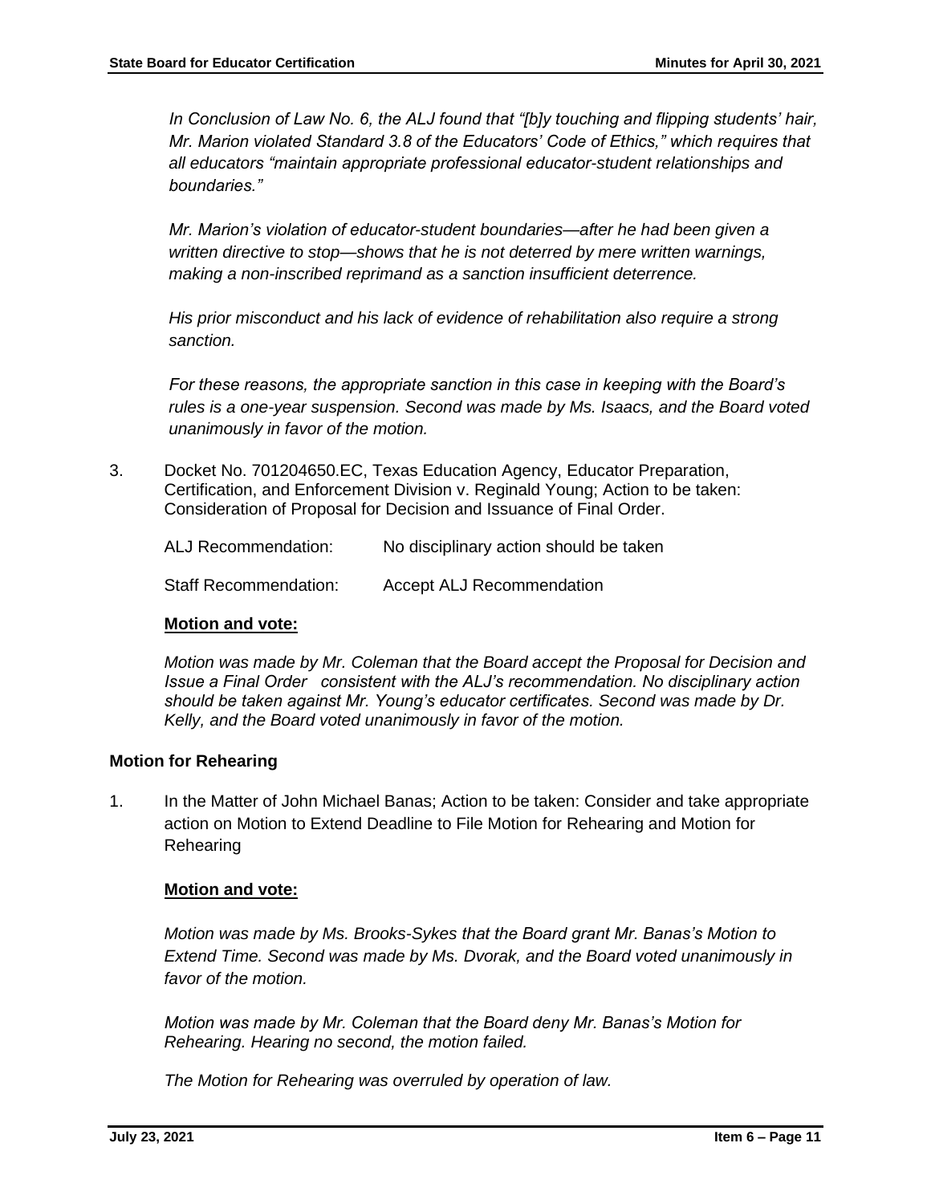*In Conclusion of Law No. 6, the ALJ found that "[b]y touching and flipping students' hair, Mr. Marion violated Standard 3.8 of the Educators' Code of Ethics," which requires that all educators "maintain appropriate professional educator-student relationships and boundaries."*

*Mr. Marion's violation of educator-student boundaries—after he had been given a written directive to stop—shows that he is not deterred by mere written warnings, making a non-inscribed reprimand as a sanction insufficient deterrence.*

*His prior misconduct and his lack of evidence of rehabilitation also require a strong sanction.*

*For these reasons, the appropriate sanction in this case in keeping with the Board's rules is a one-year suspension. Second was made by Ms. Isaacs, and the Board voted unanimously in favor of the motion.*

3. Docket No. 701204650.EC, Texas Education Agency, Educator Preparation, Certification, and Enforcement Division v. Reginald Young; Action to be taken: Consideration of Proposal for Decision and Issuance of Final Order.

   ALJ Recommendation: No disciplinary action should be taken

   Staff Recommendation: Accept ALJ Recommendation

   **Motion and vote:**

   *Motion was made by Mr. Coleman that the Board accept the Proposal for Decision and Issue a Final Order consistent with the ALJ's recommendation. No disciplinary action should be taken against Mr. Young's educator certificates. Second was made by Dr. Kelly, and the Board voted unanimously in favor of the motion.*

**Motion for Rehearing**

1. In the Matter of John Michael Banas; Action to be taken: Consider and take appropriate action on Motion to Extend Deadline to File Motion for Rehearing and Motion for Rehearing

   **Motion and vote:**

   *Motion was made by Ms. Brooks-Sykes that the Board grant Mr. Banas's Motion to Extend Time. Second was made by Ms. Dvorak, and the Board voted unanimously in favor of the motion.*

   *Motion was made by Mr. Coleman that the Board deny Mr. Banas's Motion for Rehearing. Hearing no second, the motion failed.*

   *The Motion for Rehearing was overruled by operation of law.*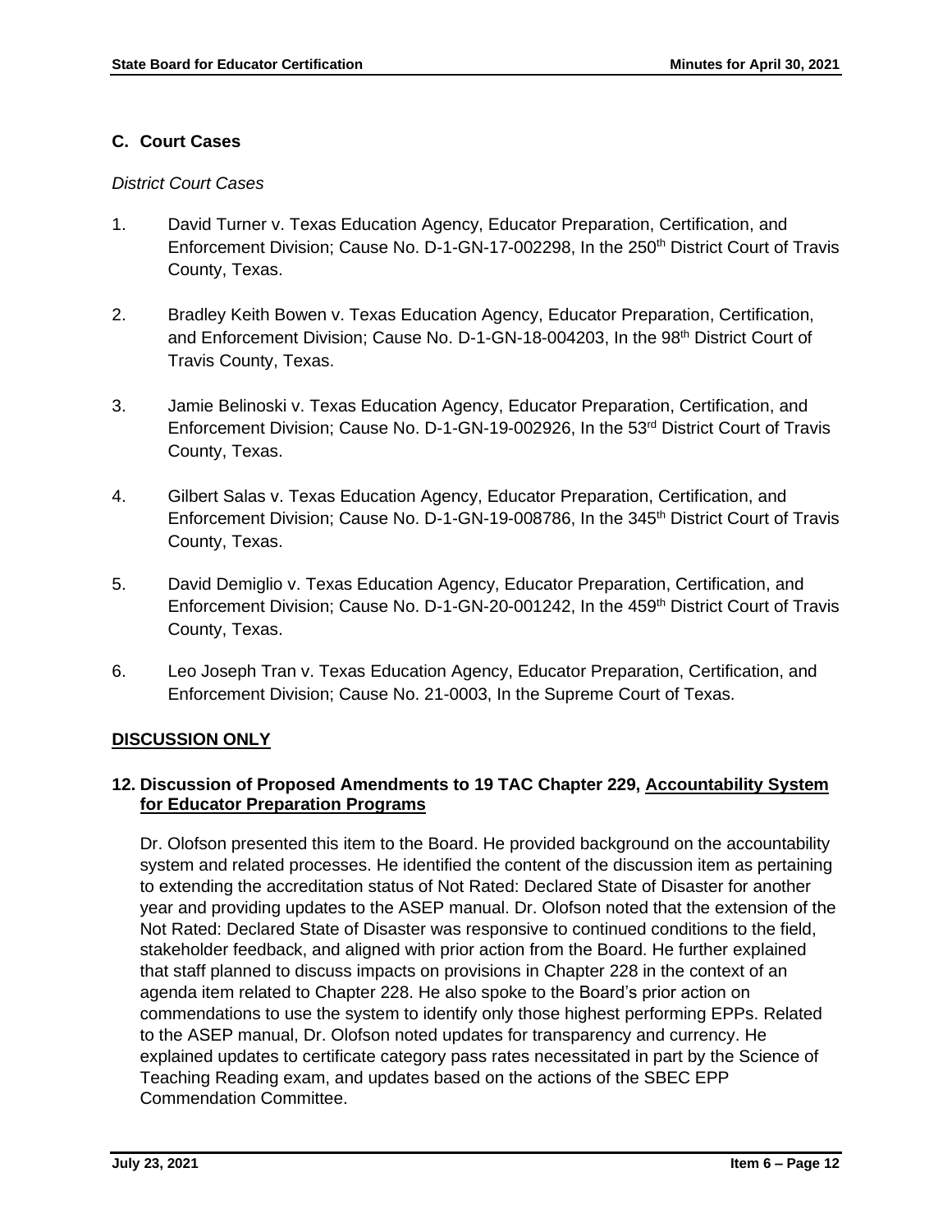## C. Court Cases

*District Court Cases*

1. David Turner v. Texas Education Agency, Educator Preparation, Certification, and Enforcement Division; Cause No. D-1-GN-17-002298, In the 250th District Court of Travis County, Texas.

2. Bradley Keith Bowen v. Texas Education Agency, Educator Preparation, Certification, and Enforcement Division; Cause No. D-1-GN-18-004203, In the 98th District Court of Travis County, Texas.

3. Jamie Belinoski v. Texas Education Agency, Educator Preparation, Certification, and Enforcement Division; Cause No. D-1-GN-19-002926, In the 53rd District Court of Travis County, Texas.

4. Gilbert Salas v. Texas Education Agency, Educator Preparation, Certification, and Enforcement Division; Cause No. D-1-GN-19-008786, In the 345th District Court of Travis County, Texas.

5. David Demiglio v. Texas Education Agency, Educator Preparation, Certification, and Enforcement Division; Cause No. D-1-GN-20-001242, In the 459th District Court of Travis County, Texas.

6. Leo Joseph Tran v. Texas Education Agency, Educator Preparation, Certification, and Enforcement Division; Cause No. 21-0003, In the Supreme Court of Texas.

**DISCUSSION ONLY**

### 12. Discussion of Proposed Amendments to 19 TAC Chapter 229, Accountability System for Educator Preparation Programs

Dr. Olofson presented this item to the Board. He provided background on the accountability system and related processes. He identified the content of the discussion item as pertaining to extending the accreditation status of Not Rated: Declared State of Disaster for another year and providing updates to the ASEP manual. Dr. Olofson noted that the extension of the Not Rated: Declared State of Disaster was responsive to continued conditions to the field, stakeholder feedback, and aligned with prior action from the Board. He further explained that staff planned to discuss impacts on provisions in Chapter 228 in the context of an agenda item related to Chapter 228. He also spoke to the Board's prior action on commendations to use the system to identify only those highest performing EPPs. Related to the ASEP manual, Dr. Olofson noted updates for transparency and currency. He explained updates to certificate category pass rates necessitated in part by the Science of Teaching Reading exam, and updates based on the actions of the SBEC EPP Commendation Committee.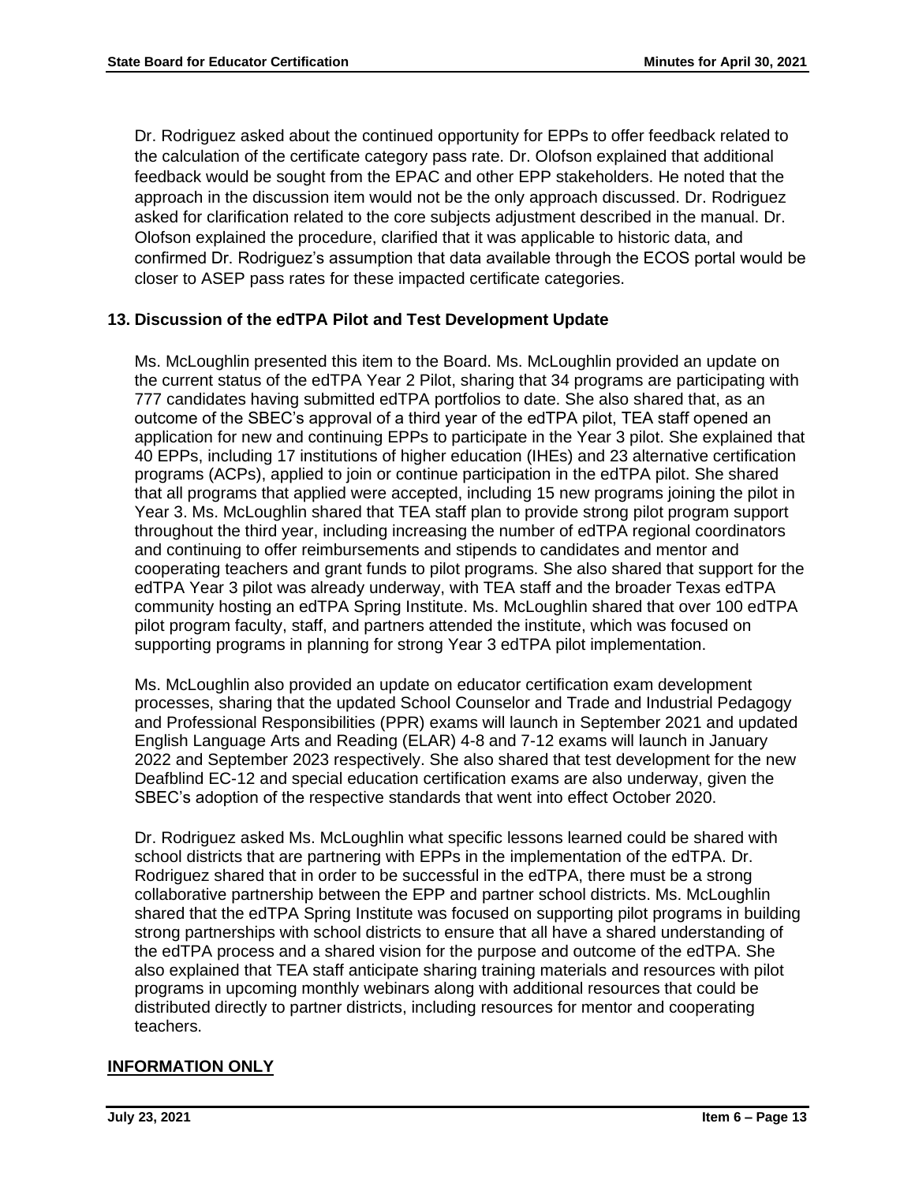Dr. Rodriguez asked about the continued opportunity for EPPs to offer feedback related to the calculation of the certificate category pass rate. Dr. Olofson explained that additional feedback would be sought from the EPAC and other EPP stakeholders. He noted that the approach in the discussion item would not be the only approach discussed. Dr. Rodriguez asked for clarification related to the core subjects adjustment described in the manual. Dr. Olofson explained the procedure, clarified that it was applicable to historic data, and confirmed Dr. Rodriguez's assumption that data available through the ECOS portal would be closer to ASEP pass rates for these impacted certificate categories.

**13. Discussion of the edTPA Pilot and Test Development Update**

Ms. McLoughlin presented this item to the Board. Ms. McLoughlin provided an update on the current status of the edTPA Year 2 Pilot, sharing that 34 programs are participating with 777 candidates having submitted edTPA portfolios to date. She also shared that, as an outcome of the SBEC's approval of a third year of the edTPA pilot, TEA staff opened an application for new and continuing EPPs to participate in the Year 3 pilot. She explained that 40 EPPs, including 17 institutions of higher education (IHEs) and 23 alternative certification programs (ACPs), applied to join or continue participation in the edTPA pilot. She shared that all programs that applied were accepted, including 15 new programs joining the pilot in Year 3. Ms. McLoughlin shared that TEA staff plan to provide strong pilot program support throughout the third year, including increasing the number of edTPA regional coordinators and continuing to offer reimbursements and stipends to candidates and mentor and cooperating teachers and grant funds to pilot programs. She also shared that support for the edTPA Year 3 pilot was already underway, with TEA staff and the broader Texas edTPA community hosting an edTPA Spring Institute. Ms. McLoughlin shared that over 100 edTPA pilot program faculty, staff, and partners attended the institute, which was focused on supporting programs in planning for strong Year 3 edTPA pilot implementation.

Ms. McLoughlin also provided an update on educator certification exam development processes, sharing that the updated School Counselor and Trade and Industrial Pedagogy and Professional Responsibilities (PPR) exams will launch in September 2021 and updated English Language Arts and Reading (ELAR) 4-8 and 7-12 exams will launch in January 2022 and September 2023 respectively. She also shared that test development for the new Deafblind EC-12 and special education certification exams are also underway, given the SBEC's adoption of the respective standards that went into effect October 2020.

Dr. Rodriguez asked Ms. McLoughlin what specific lessons learned could be shared with school districts that are partnering with EPPs in the implementation of the edTPA. Dr. Rodriguez shared that in order to be successful in the edTPA, there must be a strong collaborative partnership between the EPP and partner school districts. Ms. McLoughlin shared that the edTPA Spring Institute was focused on supporting pilot programs in building strong partnerships with school districts to ensure that all have a shared understanding of the edTPA process and a shared vision for the purpose and outcome of the edTPA. She also explained that TEA staff anticipate sharing training materials and resources with pilot programs in upcoming monthly webinars along with additional resources that could be distributed directly to partner districts, including resources for mentor and cooperating teachers.

**INFORMATION ONLY**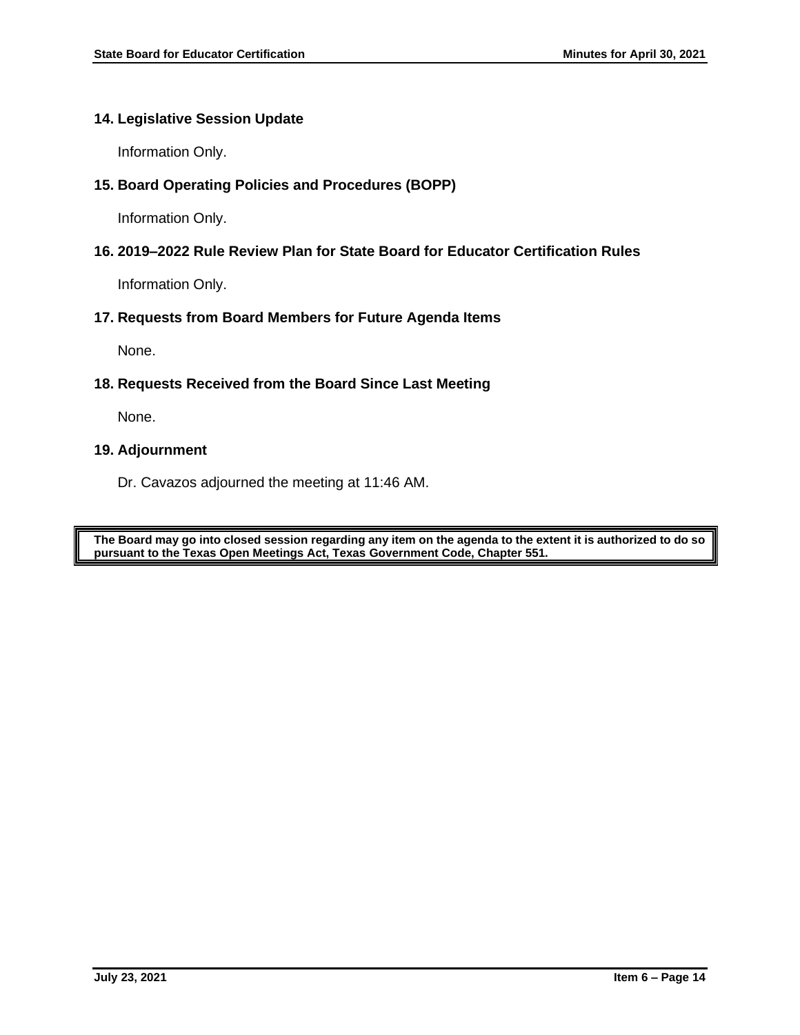## 14. Legislative Session Update

Information Only.

## 15. Board Operating Policies and Procedures (BOPP)

Information Only.

## 16. 2019–2022 Rule Review Plan for State Board for Educator Certification Rules

Information Only.

## 17. Requests from Board Members for Future Agenda Items

None.

## 18. Requests Received from the Board Since Last Meeting

None.

## 19. Adjournment

Dr. Cavazos adjourned the meeting at 11:46 AM.

**The Board may go into closed session regarding any item on the agenda to the extent it is authorized to do so pursuant to the Texas Open Meetings Act, Texas Government Code, Chapter 551.**